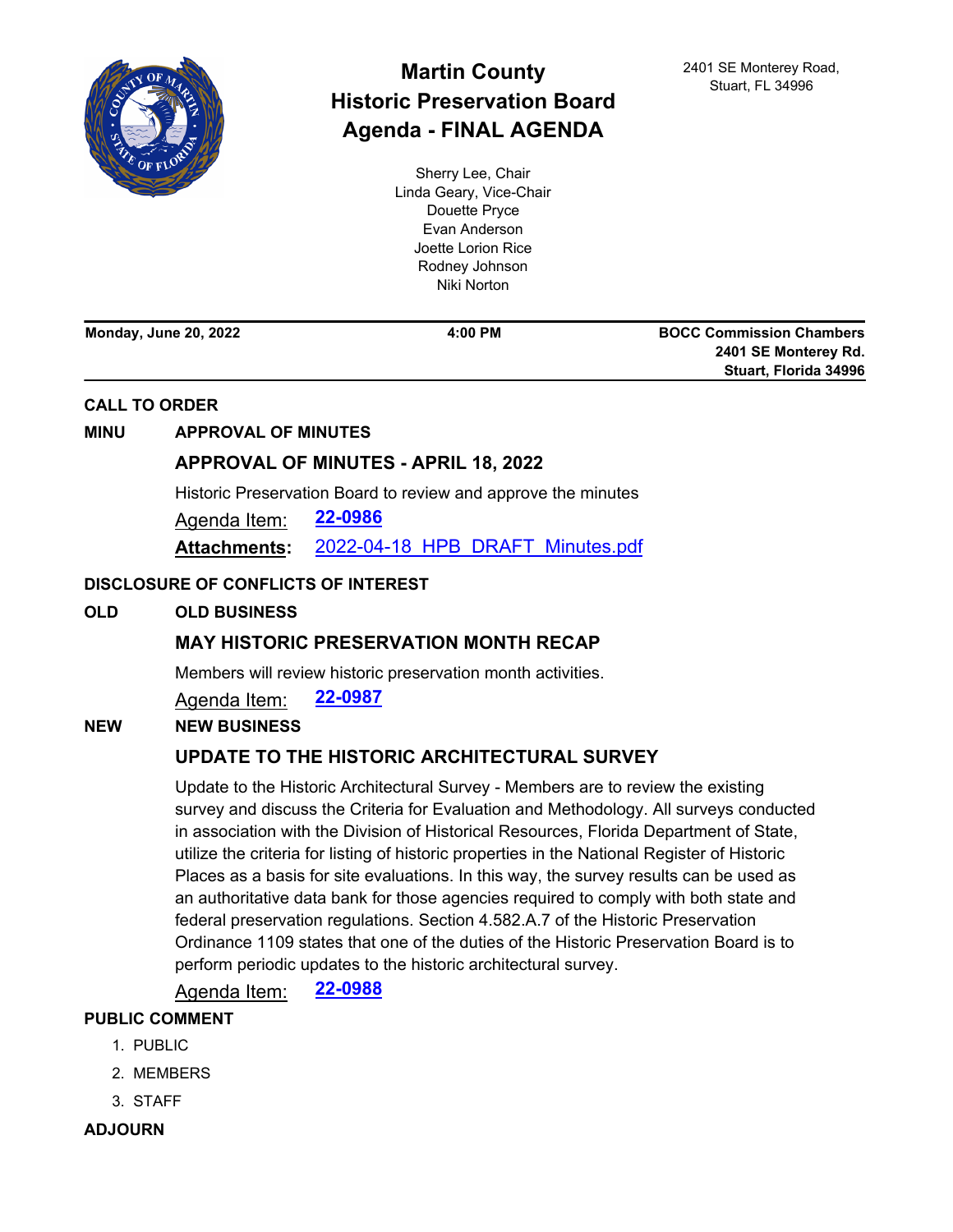# Martin County
# Historic Preservation Board
# Agenda - FINAL AGENDA

2401 SE Monterey Road,
Stuart, FL 34996

Sherry Lee, Chair
Linda Geary, Vice-Chair
Douette Pryce
Evan Anderson
Joette Lorion Rice
Rodney Johnson
Niki Norton

**Monday, June 20, 2022** | **4:00 PM** | **BOCC Commission Chambers**
**2401 SE Monterey Rd.**
**Stuart, Florida 34996**

---

**CALL TO ORDER**

**MINU APPROVAL OF MINUTES**

## APPROVAL OF MINUTES - APRIL 18, 2022

Historic Preservation Board to review and approve the minutes

Agenda Item: **22-0986**

**Attachments:** 2022-04-18_HPB_DRAFT_Minutes.pdf

**DISCLOSURE OF CONFLICTS OF INTEREST**

**OLD OLD BUSINESS**

## MAY HISTORIC PRESERVATION MONTH RECAP

Members will review historic preservation month activities.

Agenda Item: **22-0987**

**NEW NEW BUSINESS**

## UPDATE TO THE HISTORIC ARCHITECTURAL SURVEY

Update to the Historic Architectural Survey - Members are to review the existing survey and discuss the Criteria for Evaluation and Methodology. All surveys conducted in association with the Division of Historical Resources, Florida Department of State, utilize the criteria for listing of historic properties in the National Register of Historic Places as a basis for site evaluations. In this way, the survey results can be used as an authoritative data bank for those agencies required to comply with both state and federal preservation regulations. Section 4.582.A.7 of the Historic Preservation Ordinance 1109 states that one of the duties of the Historic Preservation Board is to perform periodic updates to the historic architectural survey.

Agenda Item: **22-0988**

**PUBLIC COMMENT**

1. PUBLIC
2. MEMBERS
3. STAFF

**ADJOURN**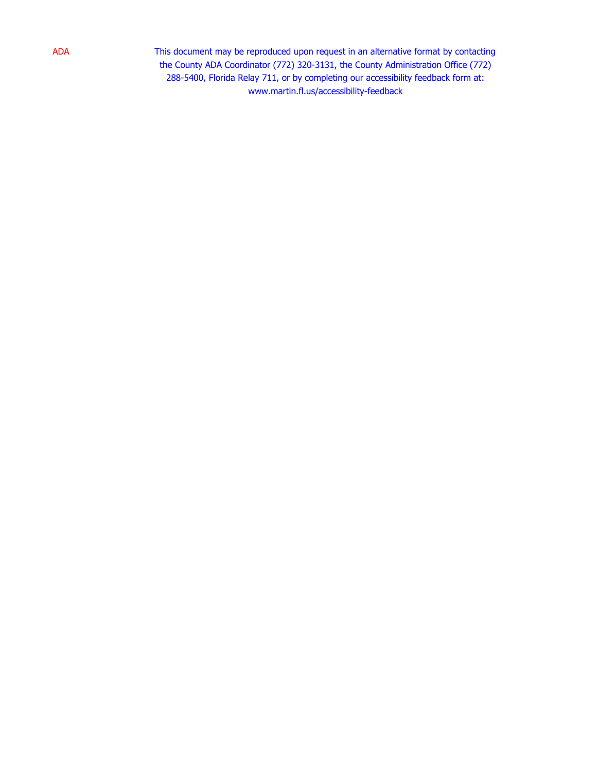ADA

This document may be reproduced upon request in an alternative format by contacting the County ADA Coordinator (772) 320-3131, the County Administration Office (772) 288-5400, Florida Relay 711, or by completing our accessibility feedback form at: www.martin.fl.us/accessibility-feedback